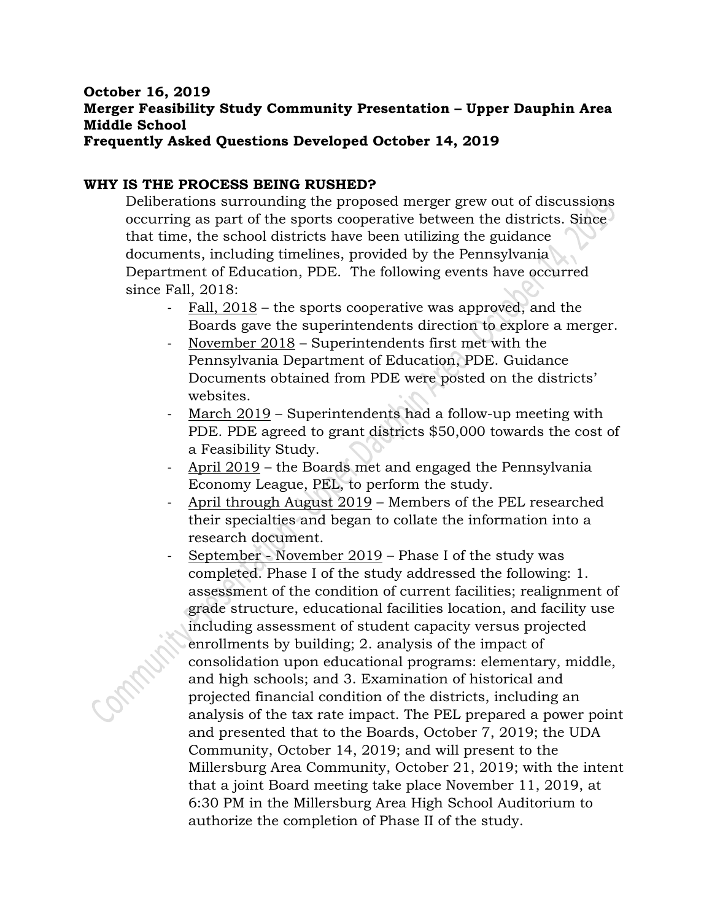**October 16, 2019**
**Merger Feasibility Study Community Presentation – Upper Dauphin Area Middle School**
**Frequently Asked Questions Developed October 14, 2019**

## WHY IS THE PROCESS BEING RUSHED?

Deliberations surrounding the proposed merger grew out of discussions occurring as part of the sports cooperative between the districts. Since that time, the school districts have been utilizing the guidance documents, including timelines, provided by the Pennsylvania Department of Education, PDE. The following events have occurred since Fall, 2018:

- Fall, 2018 – the sports cooperative was approved, and the Boards gave the superintendents direction to explore a merger.
- November 2018 – Superintendents first met with the Pennsylvania Department of Education, PDE. Guidance Documents obtained from PDE were posted on the districts' websites.
- March 2019 – Superintendents had a follow-up meeting with PDE. PDE agreed to grant districts $50,000 towards the cost of a Feasibility Study.
- April 2019 – the Boards met and engaged the Pennsylvania Economy League, PEL, to perform the study.
- April through August 2019 – Members of the PEL researched their specialties and began to collate the information into a research document.
- September - November 2019 – Phase I of the study was completed. Phase I of the study addressed the following: 1. assessment of the condition of current facilities; realignment of grade structure, educational facilities location, and facility use including assessment of student capacity versus projected enrollments by building; 2. analysis of the impact of consolidation upon educational programs: elementary, middle, and high schools; and 3. Examination of historical and projected financial condition of the districts, including an analysis of the tax rate impact. The PEL prepared a power point and presented that to the Boards, October 7, 2019; the UDA Community, October 14, 2019; and will present to the Millersburg Area Community, October 21, 2019; with the intent that a joint Board meeting take place November 11, 2019, at 6:30 PM in the Millersburg Area High School Auditorium to authorize the completion of Phase II of the study.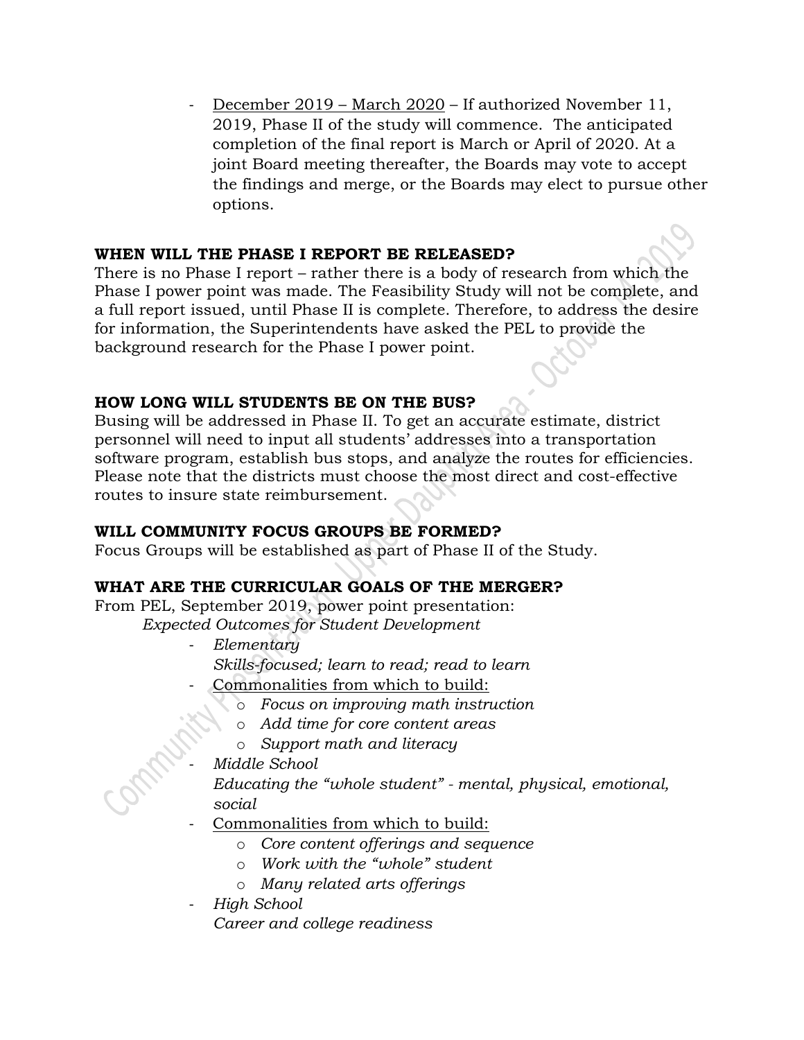- <u>December 2019 – March 2020</u> – If authorized November 11, 2019, Phase II of the study will commence. The anticipated completion of the final report is March or April of 2020. At a joint Board meeting thereafter, the Boards may vote to accept the findings and merge, or the Boards may elect to pursue other options.

**WHEN WILL THE PHASE I REPORT BE RELEASED?**

There is no Phase I report – rather there is a body of research from which the Phase I power point was made. The Feasibility Study will not be complete, and a full report issued, until Phase II is complete. Therefore, to address the desire for information, the Superintendents have asked the PEL to provide the background research for the Phase I power point.

**HOW LONG WILL STUDENTS BE ON THE BUS?**

Busing will be addressed in Phase II. To get an accurate estimate, district personnel will need to input all students' addresses into a transportation software program, establish bus stops, and analyze the routes for efficiencies. Please note that the districts must choose the most direct and cost-effective routes to insure state reimbursement.

**WILL COMMUNITY FOCUS GROUPS BE FORMED?**

Focus Groups will be established as part of Phase II of the Study.

**WHAT ARE THE CURRICULAR GOALS OF THE MERGER?**

From PEL, September 2019, power point presentation:

*Expected Outcomes for Student Development*

- *Elementary*
  *Skills-focused; learn to read; read to learn*
- <u>Commonalities from which to build:</u>
  - *Focus on improving math instruction*
  - *Add time for core content areas*
  - *Support math and literacy*
- *Middle School*
  *Educating the "whole student" - mental, physical, emotional, social*
- <u>Commonalities from which to build:</u>
  - *Core content offerings and sequence*
  - *Work with the "whole" student*
  - *Many related arts offerings*
- *High School*
  *Career and college readiness*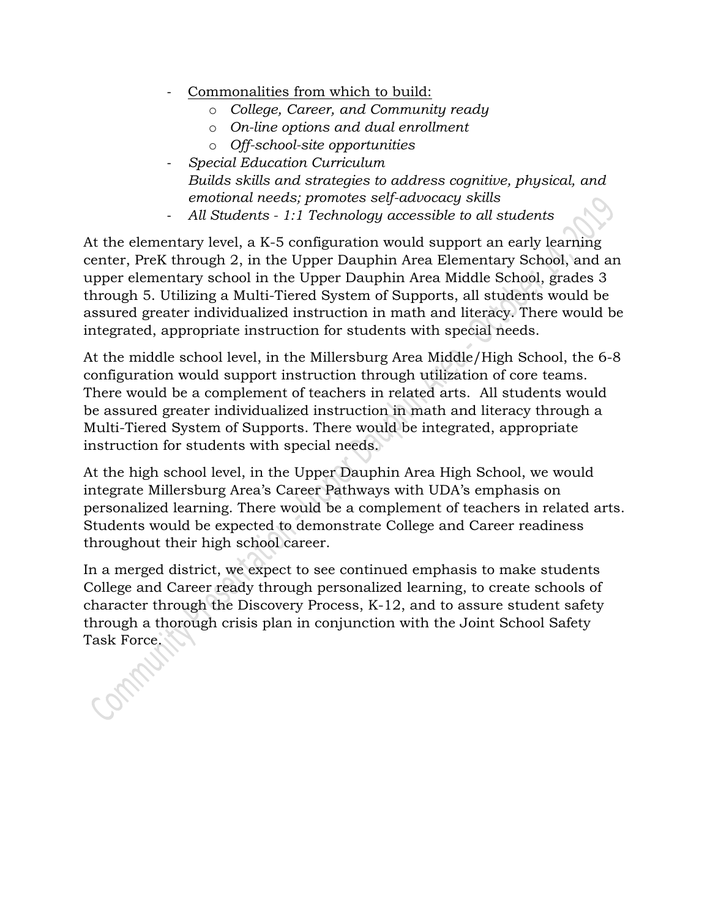- Commonalities from which to build:
    - *College, Career, and Community ready*
    - *On-line options and dual enrollment*
    - *Off-school-site opportunities*
- *Special Education Curriculum*
  *Builds skills and strategies to address cognitive, physical, and emotional needs; promotes self-advocacy skills*
- *All Students - 1:1 Technology accessible to all students*

At the elementary level, a K-5 configuration would support an early learning center, PreK through 2, in the Upper Dauphin Area Elementary School, and an upper elementary school in the Upper Dauphin Area Middle School, grades 3 through 5. Utilizing a Multi-Tiered System of Supports, all students would be assured greater individualized instruction in math and literacy. There would be integrated, appropriate instruction for students with special needs.

At the middle school level, in the Millersburg Area Middle/High School, the 6-8 configuration would support instruction through utilization of core teams. There would be a complement of teachers in related arts. All students would be assured greater individualized instruction in math and literacy through a Multi-Tiered System of Supports. There would be integrated, appropriate instruction for students with special needs.

At the high school level, in the Upper Dauphin Area High School, we would integrate Millersburg Area's Career Pathways with UDA's emphasis on personalized learning. There would be a complement of teachers in related arts. Students would be expected to demonstrate College and Career readiness throughout their high school career.

In a merged district, we expect to see continued emphasis to make students College and Career ready through personalized learning, to create schools of character through the Discovery Process, K-12, and to assure student safety through a thorough crisis plan in conjunction with the Joint School Safety Task Force.